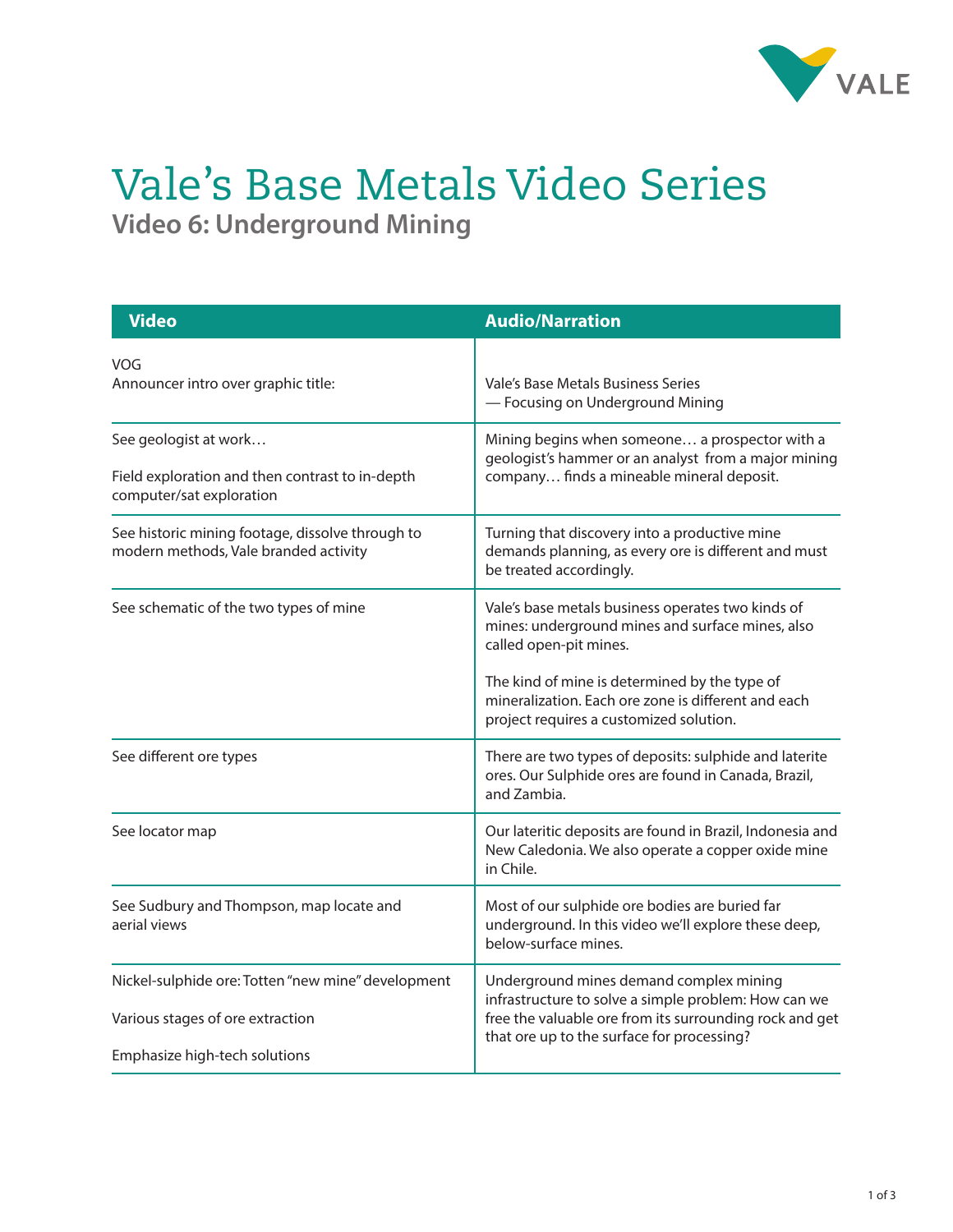# Vale's Base Metals Video Series

## Video 6: Underground Mining

| Video | Audio/Narration |
|---|---|
| VOG<br>Announcer intro over graphic title: | Vale's Base Metals Business Series<br>— Focusing on Underground Mining |
| See geologist at work…<br><br>Field exploration and then contrast to in-depth computer/sat exploration | Mining begins when someone… a prospector with a geologist's hammer or an analyst from a major mining company… finds a mineable mineral deposit. |
| See historic mining footage, dissolve through to modern methods, Vale branded activity | Turning that discovery into a productive mine demands planning, as every ore is different and must be treated accordingly. |
| See schematic of the two types of mine | Vale's base metals business operates two kinds of mines: underground mines and surface mines, also called open-pit mines.<br><br>The kind of mine is determined by the type of mineralization. Each ore zone is different and each project requires a customized solution. |
| See different ore types | There are two types of deposits: sulphide and laterite ores. Our Sulphide ores are found in Canada, Brazil, and Zambia. |
| See locator map | Our lateritic deposits are found in Brazil, Indonesia and New Caledonia. We also operate a copper oxide mine in Chile. |
| See Sudbury and Thompson, map locate and aerial views | Most of our sulphide ore bodies are buried far underground. In this video we'll explore these deep, below-surface mines. |
| Nickel-sulphide ore: Totten "new mine" development<br><br>Various stages of ore extraction<br><br>Emphasize high-tech solutions | Underground mines demand complex mining infrastructure to solve a simple problem: How can we free the valuable ore from its surrounding rock and get that ore up to the surface for processing? |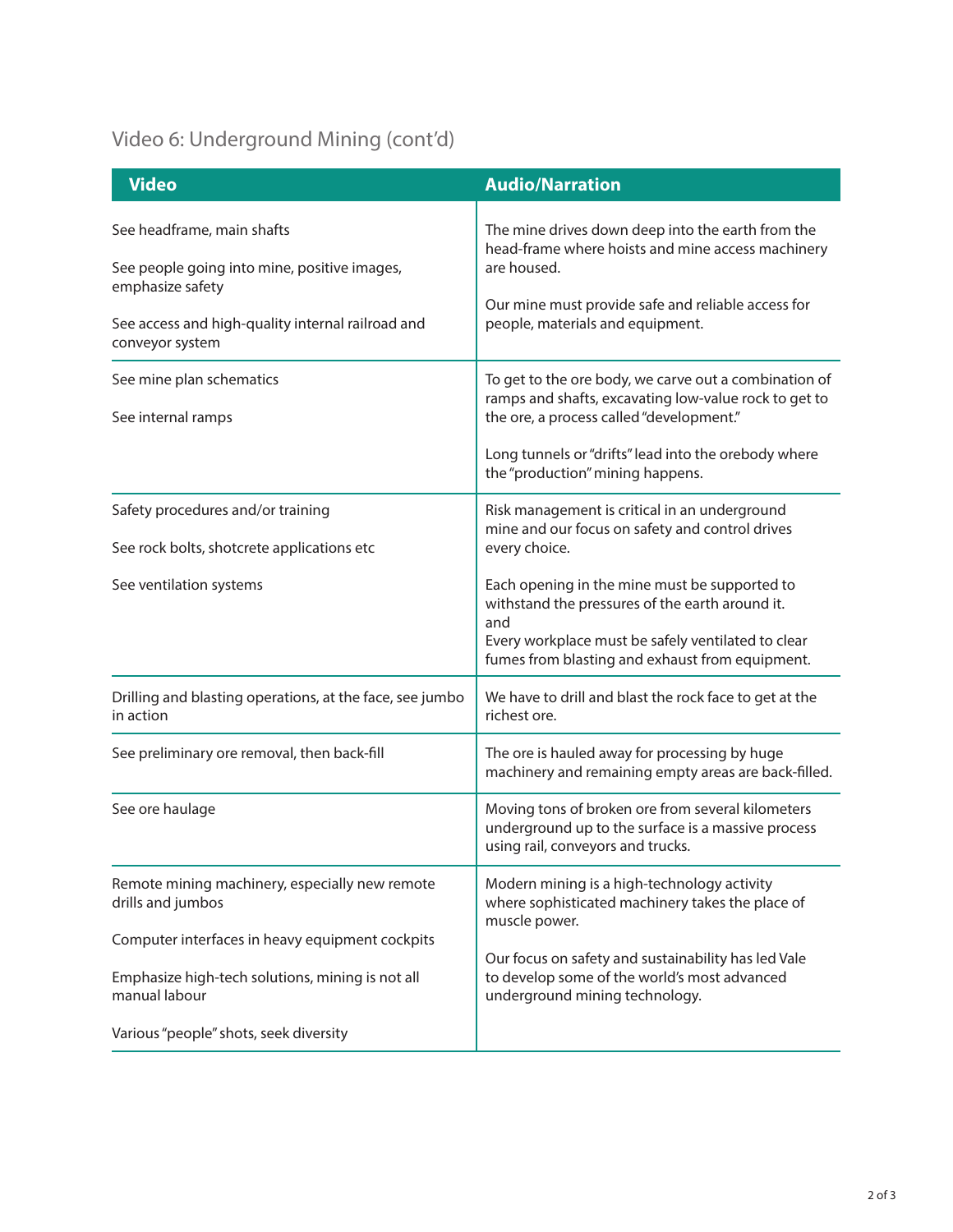## Video 6: Underground Mining (cont'd)

| Video | Audio/Narration |
| --- | --- |
| See headframe, main shafts<br><br>See people going into mine, positive images, emphasize safety<br><br>See access and high-quality internal railroad and conveyor system | The mine drives down deep into the earth from the head-frame where hoists and mine access machinery are housed.<br><br>Our mine must provide safe and reliable access for people, materials and equipment. |
| See mine plan schematics<br><br>See internal ramps | To get to the ore body, we carve out a combination of ramps and shafts, excavating low-value rock to get to the ore, a process called "development."<br><br>Long tunnels or "drifts" lead into the orebody where the "production" mining happens. |
| Safety procedures and/or training<br><br>See rock bolts, shotcrete applications etc<br><br>See ventilation systems | Risk management is critical in an underground mine and our focus on safety and control drives every choice.<br><br>Each opening in the mine must be supported to withstand the pressures of the earth around it.<br>and<br>Every workplace must be safely ventilated to clear fumes from blasting and exhaust from equipment. |
| Drilling and blasting operations, at the face, see jumbo in action | We have to drill and blast the rock face to get at the richest ore. |
| See preliminary ore removal, then back-fill | The ore is hauled away for processing by huge machinery and remaining empty areas are back-filled. |
| See ore haulage | Moving tons of broken ore from several kilometers underground up to the surface is a massive process using rail, conveyors and trucks. |
| Remote mining machinery, especially new remote drills and jumbos<br><br>Computer interfaces in heavy equipment cockpits<br><br>Emphasize high-tech solutions, mining is not all manual labour<br><br>Various "people" shots, seek diversity | Modern mining is a high-technology activity where sophisticated machinery takes the place of muscle power.<br><br>Our focus on safety and sustainability has led Vale to develop some of the world's most advanced underground mining technology. |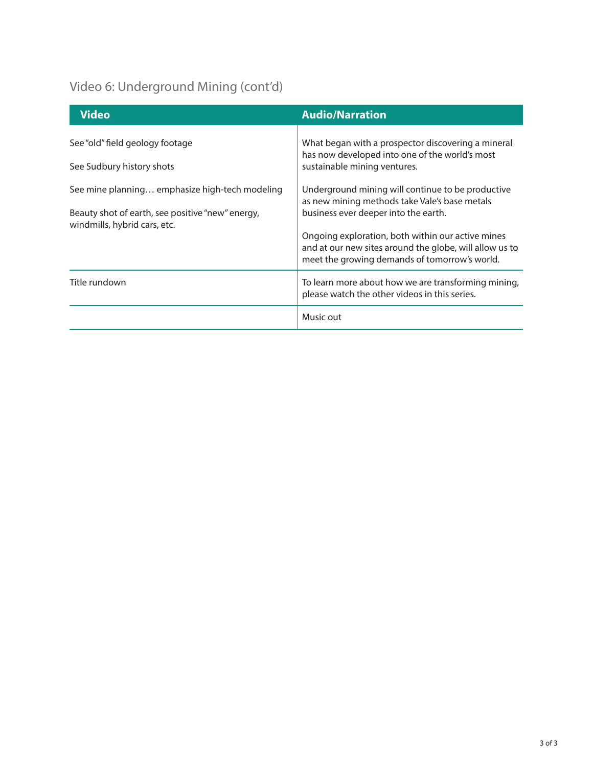## Video 6: Underground Mining (cont'd)

| Video | Audio/Narration |
|---|---|
| See "old" field geology footage<br><br>See Sudbury history shots<br><br>See mine planning… emphasize high-tech modeling<br><br>Beauty shot of earth, see positive "new" energy, windmills, hybrid cars, etc. | What began with a prospector discovering a mineral has now developed into one of the world's most sustainable mining ventures.<br><br>Underground mining will continue to be productive as new mining methods take Vale's base metals business ever deeper into the earth.<br><br>Ongoing exploration, both within our active mines and at our new sites around the globe, will allow us to meet the growing demands of tomorrow's world. |
| Title rundown | To learn more about how we are transforming mining, please watch the other videos in this series. |
| | Music out |